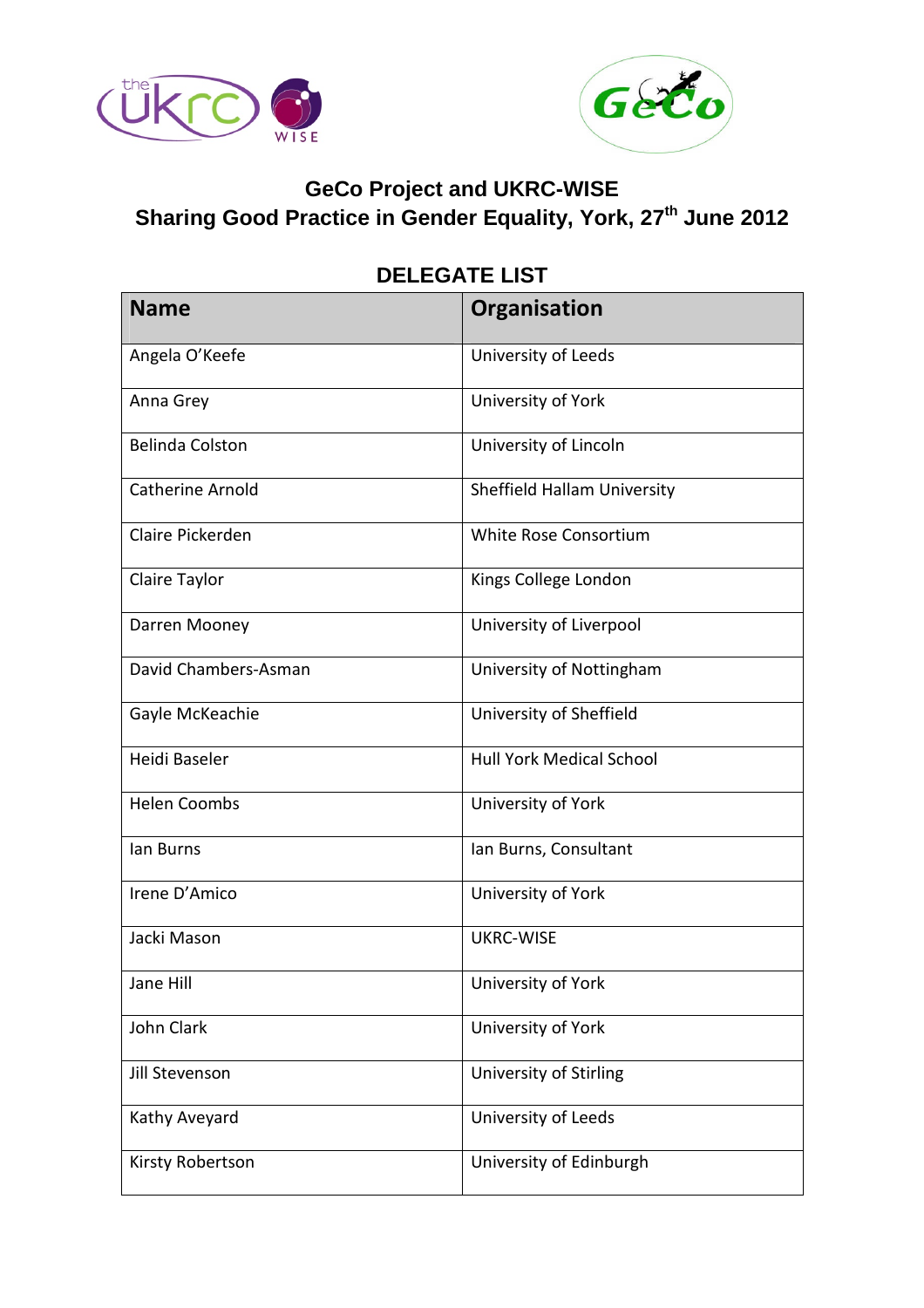# GeCo Project and UKRC-WISE

## Sharing Good Practice in Gender Equality, York, 27th June 2012

### DELEGATE LIST

| Name | Organisation |
|---|---|
| Angela O'Keefe | University of Leeds |
| Anna Grey | University of York |
| Belinda Colston | University of Lincoln |
| Catherine Arnold | Sheffield Hallam University |
| Claire Pickerden | White Rose Consortium |
| Claire Taylor | Kings College London |
| Darren Mooney | University of Liverpool |
| David Chambers-Asman | University of Nottingham |
| Gayle McKeachie | University of Sheffield |
| Heidi Baseler | Hull York Medical School |
| Helen Coombs | University of York |
| Ian Burns | Ian Burns, Consultant |
| Irene D'Amico | University of York |
| Jacki Mason | UKRC-WISE |
| Jane Hill | University of York |
| John Clark | University of York |
| Jill Stevenson | University of Stirling |
| Kathy Aveyard | University of Leeds |
| Kirsty Robertson | University of Edinburgh |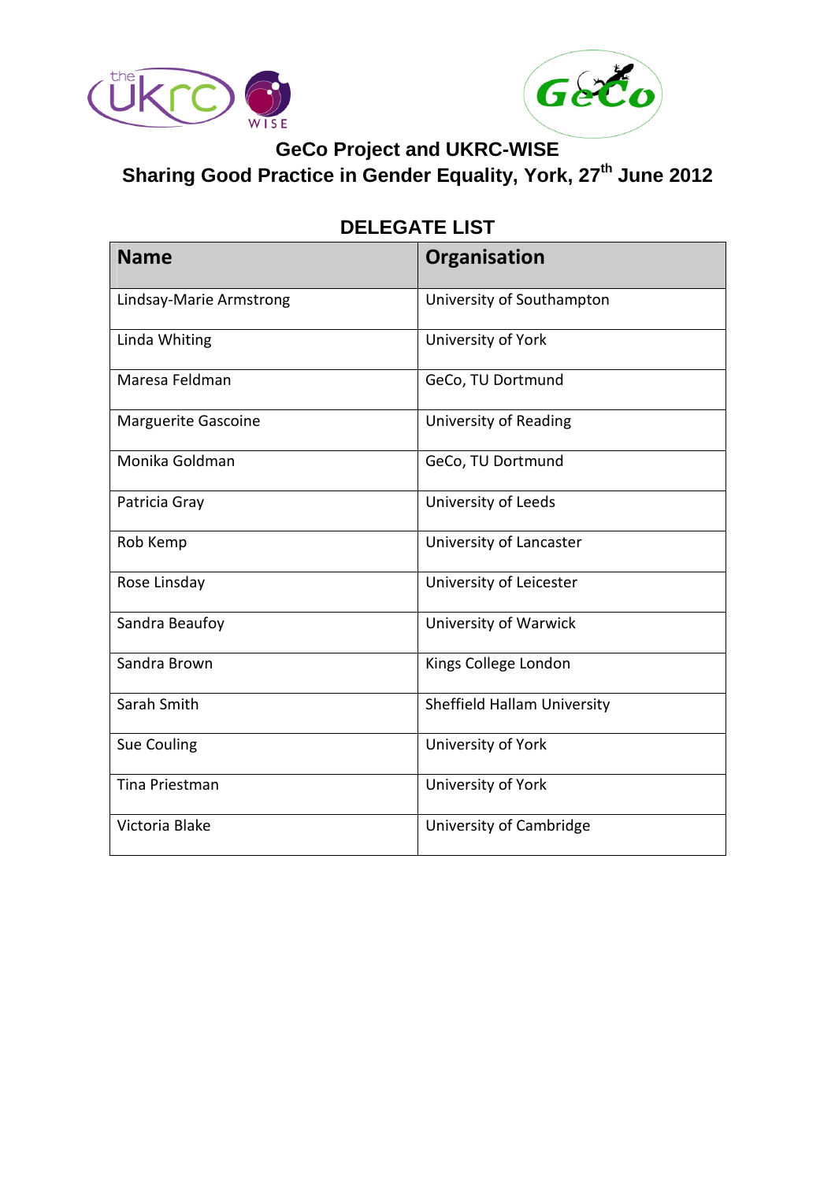## GeCo Project and UKRC-WISE

## Sharing Good Practice in Gender Equality, York, 27th June 2012

### DELEGATE LIST

| Name | Organisation |
|---|---|
| Lindsay-Marie Armstrong | University of Southampton |
| Linda Whiting | University of York |
| Maresa Feldman | GeCo, TU Dortmund |
| Marguerite Gascoine | University of Reading |
| Monika Goldman | GeCo, TU Dortmund |
| Patricia Gray | University of Leeds |
| Rob Kemp | University of Lancaster |
| Rose Linsday | University of Leicester |
| Sandra Beaufoy | University of Warwick |
| Sandra Brown | Kings College London |
| Sarah Smith | Sheffield Hallam University |
| Sue Couling | University of York |
| Tina Priestman | University of York |
| Victoria Blake | University of Cambridge |